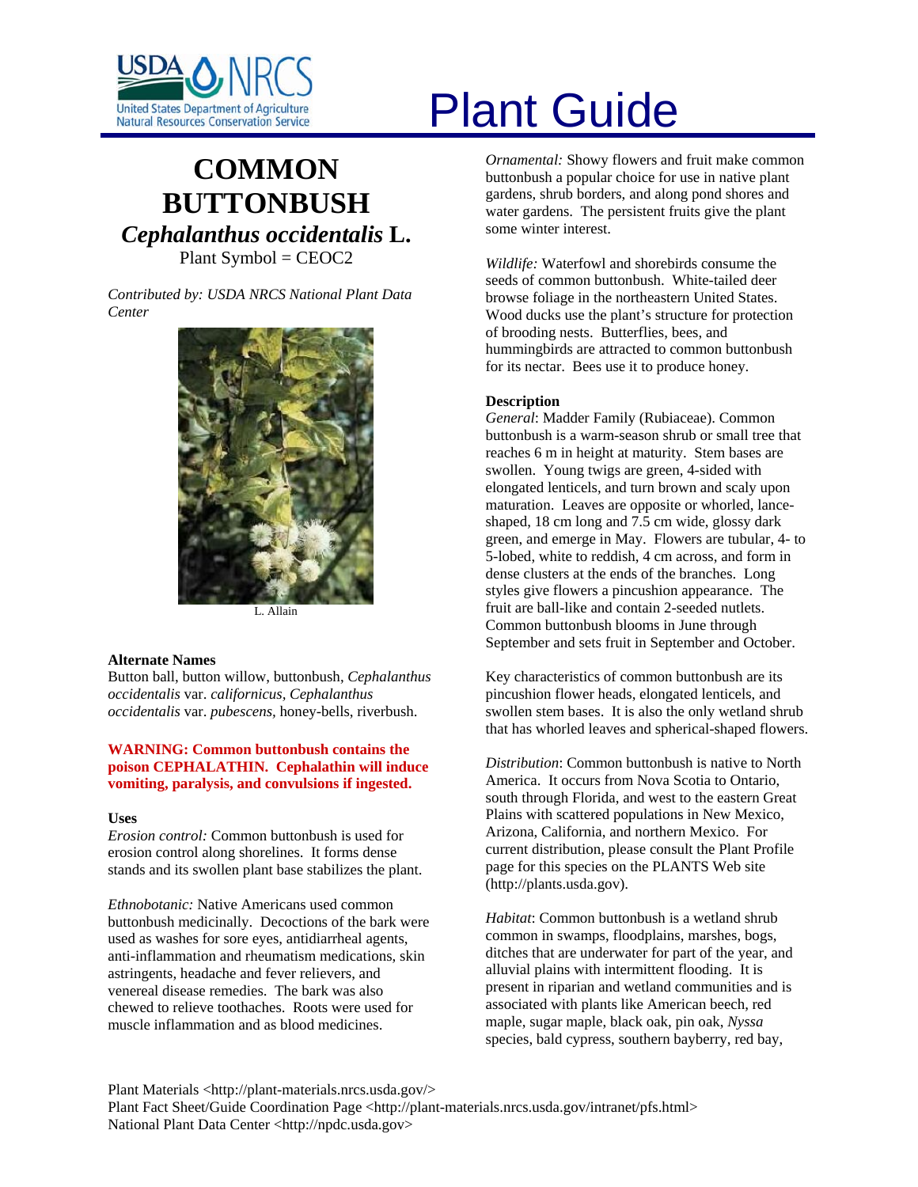# Plant Guide

# COMMON BUTTONBUSH
## *Cephalanthus occidentalis* L.
Plant Symbol = CEOC2

*Contributed by: USDA NRCS National Plant Data Center*

L. Allain

### Alternate Names

Button ball, button willow, buttonbush, *Cephalanthus occidentalis* var. *californicus*, *Cephalanthus occidentalis* var. *pubescens,* honey-bells, riverbush.

**WARNING: Common buttonbush contains the poison CEPHALATHIN. Cephalathin will induce vomiting, paralysis, and convulsions if ingested.**

### Uses

*Erosion control:* Common buttonbush is used for erosion control along shorelines. It forms dense stands and its swollen plant base stabilizes the plant.

*Ethnobotanic:* Native Americans used common buttonbush medicinally. Decoctions of the bark were used as washes for sore eyes, antidiarrheal agents, anti-inflammation and rheumatism medications, skin astringents, headache and fever relievers, and venereal disease remedies. The bark was also chewed to relieve toothaches. Roots were used for muscle inflammation and as blood medicines.

*Ornamental:* Showy flowers and fruit make common buttonbush a popular choice for use in native plant gardens, shrub borders, and along pond shores and water gardens. The persistent fruits give the plant some winter interest.

*Wildlife:* Waterfowl and shorebirds consume the seeds of common buttonbush. White-tailed deer browse foliage in the northeastern United States. Wood ducks use the plant's structure for protection of brooding nests. Butterflies, bees, and hummingbirds are attracted to common buttonbush for its nectar. Bees use it to produce honey.

### Description

*General*: Madder Family (Rubiaceae). Common buttonbush is a warm-season shrub or small tree that reaches 6 m in height at maturity. Stem bases are swollen. Young twigs are green, 4-sided with elongated lenticels, and turn brown and scaly upon maturation. Leaves are opposite or whorled, lance-shaped, 18 cm long and 7.5 cm wide, glossy dark green, and emerge in May. Flowers are tubular, 4- to 5-lobed, white to reddish, 4 cm across, and form in dense clusters at the ends of the branches. Long styles give flowers a pincushion appearance. The fruit are ball-like and contain 2-seeded nutlets. Common buttonbush blooms in June through September and sets fruit in September and October.

Key characteristics of common buttonbush are its pincushion flower heads, elongated lenticels, and swollen stem bases. It is also the only wetland shrub that has whorled leaves and spherical-shaped flowers.

*Distribution*: Common buttonbush is native to North America. It occurs from Nova Scotia to Ontario, south through Florida, and west to the eastern Great Plains with scattered populations in New Mexico, Arizona, California, and northern Mexico. For current distribution, please consult the Plant Profile page for this species on the PLANTS Web site (http://plants.usda.gov).

*Habitat*: Common buttonbush is a wetland shrub common in swamps, floodplains, marshes, bogs, ditches that are underwater for part of the year, and alluvial plains with intermittent flooding. It is present in riparian and wetland communities and is associated with plants like American beech, red maple, sugar maple, black oak, pin oak, *Nyssa* species, bald cypress, southern bayberry, red bay,

Plant Materials <http://plant-materials.nrcs.usda.gov/>
Plant Fact Sheet/Guide Coordination Page <http://plant-materials.nrcs.usda.gov/intranet/pfs.html>
National Plant Data Center <http://npdc.usda.gov>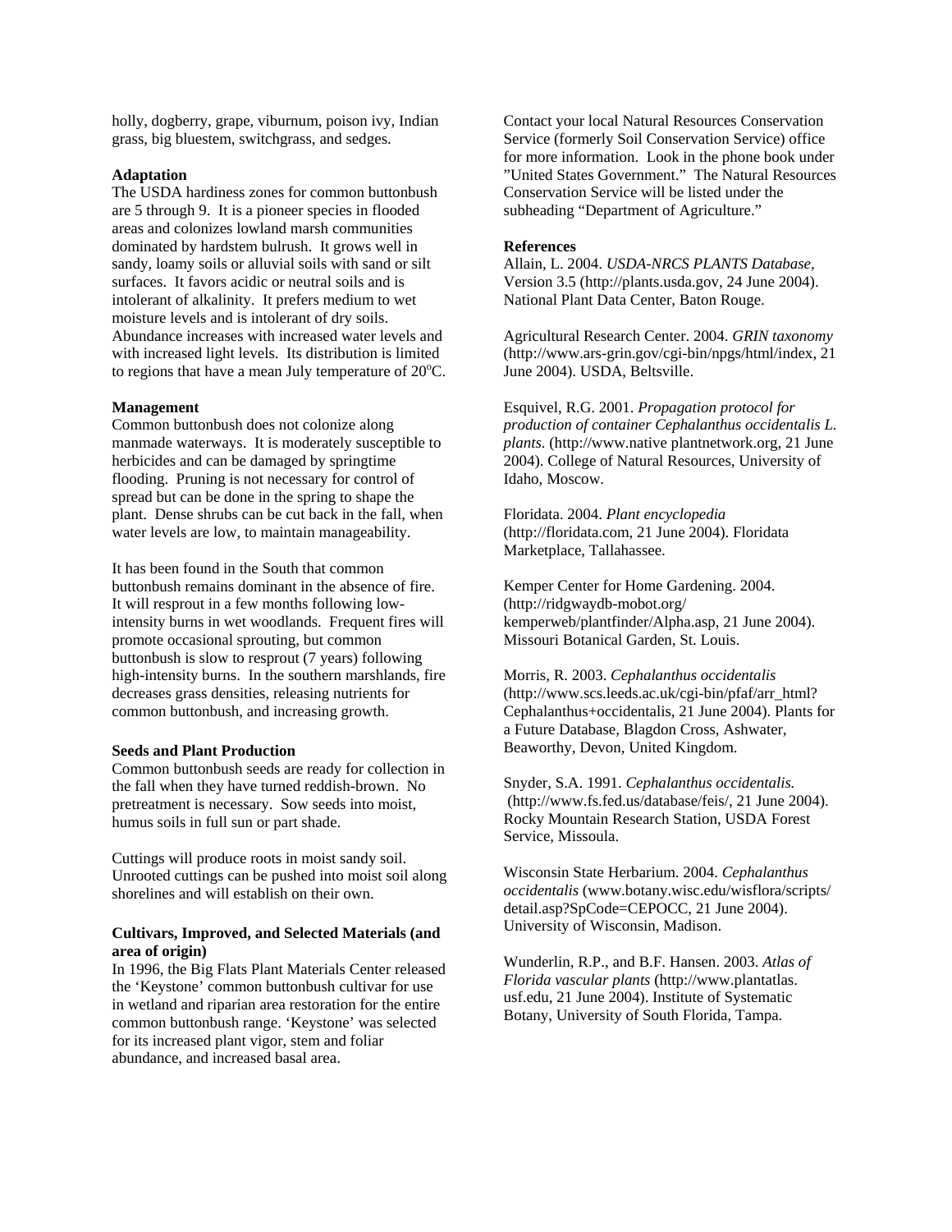holly, dogberry, grape, viburnum, poison ivy, Indian grass, big bluestem, switchgrass, and sedges.

**Adaptation**

The USDA hardiness zones for common buttonbush are 5 through 9. It is a pioneer species in flooded areas and colonizes lowland marsh communities dominated by hardstem bulrush. It grows well in sandy, loamy soils or alluvial soils with sand or silt surfaces. It favors acidic or neutral soils and is intolerant of alkalinity. It prefers medium to wet moisture levels and is intolerant of dry soils. Abundance increases with increased water levels and with increased light levels. Its distribution is limited to regions that have a mean July temperature of 20$^{o}$C.

**Management**

Common buttonbush does not colonize along manmade waterways. It is moderately susceptible to herbicides and can be damaged by springtime flooding. Pruning is not necessary for control of spread but can be done in the spring to shape the plant. Dense shrubs can be cut back in the fall, when water levels are low, to maintain manageability.

It has been found in the South that common buttonbush remains dominant in the absence of fire. It will resprout in a few months following low-intensity burns in wet woodlands. Frequent fires will promote occasional sprouting, but common buttonbush is slow to resprout (7 years) following high-intensity burns. In the southern marshlands, fire decreases grass densities, releasing nutrients for common buttonbush, and increasing growth.

**Seeds and Plant Production**

Common buttonbush seeds are ready for collection in the fall when they have turned reddish-brown. No pretreatment is necessary. Sow seeds into moist, humus soils in full sun or part shade.

Cuttings will produce roots in moist sandy soil. Unrooted cuttings can be pushed into moist soil along shorelines and will establish on their own.

**Cultivars, Improved, and Selected Materials (and area of origin)**

In 1996, the Big Flats Plant Materials Center released the 'Keystone' common buttonbush cultivar for use in wetland and riparian area restoration for the entire common buttonbush range. 'Keystone' was selected for its increased plant vigor, stem and foliar abundance, and increased basal area.

Contact your local Natural Resources Conservation Service (formerly Soil Conservation Service) office for more information. Look in the phone book under "United States Government." The Natural Resources Conservation Service will be listed under the subheading "Department of Agriculture."

**References**

Allain, L. 2004. *USDA-NRCS PLANTS Database,* Version 3.5 (http://plants.usda.gov, 24 June 2004). National Plant Data Center, Baton Rouge.

Agricultural Research Center. 2004. *GRIN taxonomy* (http://www.ars-grin.gov/cgi-bin/npgs/html/index, 21 June 2004). USDA, Beltsville.

Esquivel, R.G. 2001. *Propagation protocol for production of container Cephalanthus occidentalis L. plants.* (http://www.native plantnetwork.org, 21 June 2004). College of Natural Resources, University of Idaho, Moscow.

Floridata. 2004. *Plant encyclopedia* (http://floridata.com, 21 June 2004). Floridata Marketplace, Tallahassee.

Kemper Center for Home Gardening. 2004. (http://ridgwaydb-mobot.org/kemperweb/plantfinder/Alpha.asp, 21 June 2004). Missouri Botanical Garden, St. Louis.

Morris, R. 2003. *Cephalanthus occidentalis* (http://www.scs.leeds.ac.uk/cgi-bin/pfaf/arr_html?Cephalanthus+occidentalis, 21 June 2004). Plants for a Future Database, Blagdon Cross, Ashwater, Beaworthy, Devon, United Kingdom.

Snyder, S.A. 1991. *Cephalanthus occidentalis.* (http://www.fs.fed.us/database/feis/, 21 June 2004). Rocky Mountain Research Station, USDA Forest Service, Missoula.

Wisconsin State Herbarium. 2004. *Cephalanthus occidentalis* (www.botany.wisc.edu/wisflora/scripts/detail.asp?SpCode=CEPOCC, 21 June 2004). University of Wisconsin, Madison.

Wunderlin, R.P., and B.F. Hansen. 2003. *Atlas of Florida vascular plants* (http://www.plantatlas.usf.edu, 21 June 2004). Institute of Systematic Botany, University of South Florida, Tampa.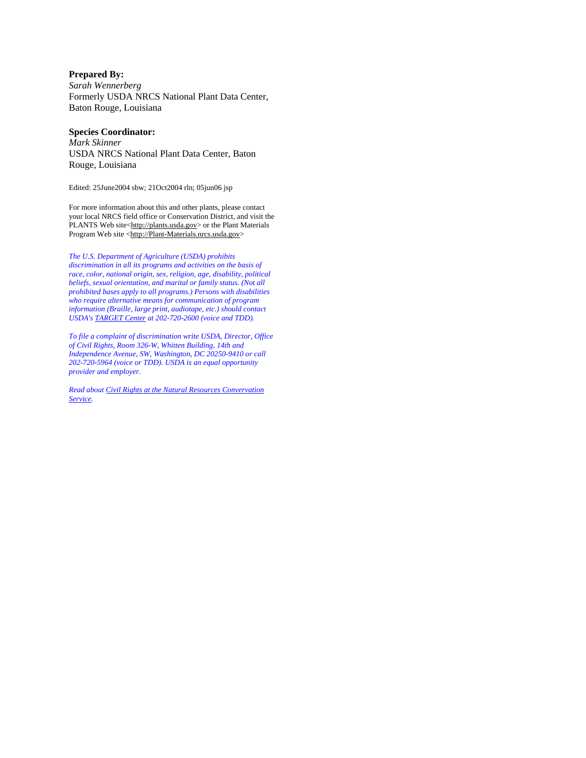**Prepared By:**
*Sarah Wennerberg*
Formerly USDA NRCS National Plant Data Center, Baton Rouge, Louisiana

**Species Coordinator:**
*Mark Skinner*
USDA NRCS National Plant Data Center, Baton Rouge, Louisiana

Edited: 25June2004 sbw; 21Oct2004 rln; 05jun06 jsp

For more information about this and other plants, please contact your local NRCS field office or Conservation District, and visit the PLANTS Web site<http://plants.usda.gov> or the Plant Materials Program Web site <http://Plant-Materials.nrcs.usda.gov>

*The U.S. Department of Agriculture (USDA) prohibits discrimination in all its programs and activities on the basis of race, color, national origin, sex, religion, age, disability, political beliefs, sexual orientation, and marital or family status. (Not all prohibited bases apply to all programs.) Persons with disabilities who require alternative means for communication of program information (Braille, large print, audiotape, etc.) should contact USDA's TARGET Center at 202-720-2600 (voice and TDD).*

*To file a complaint of discrimination write USDA, Director, Office of Civil Rights, Room 326-W, Whitten Building, 14th and Independence Avenue, SW, Washington, DC 20250-9410 or call 202-720-5964 (voice or TDD). USDA is an equal opportunity provider and employer.*

*Read about Civil Rights at the Natural Resources Convervation Service.*